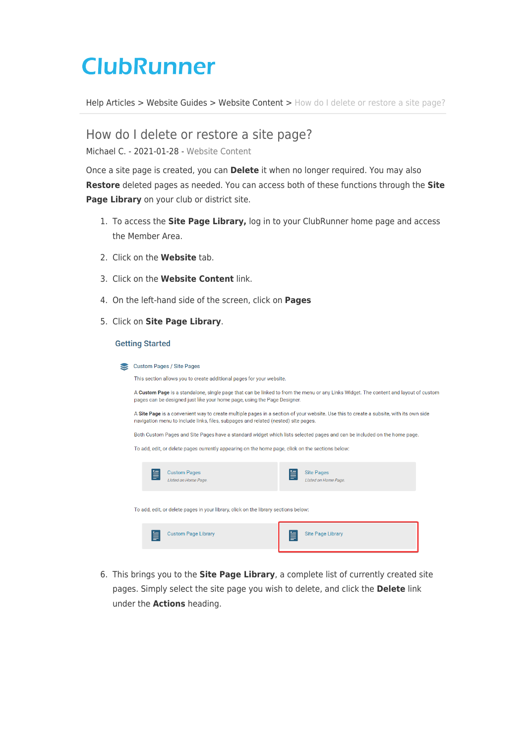# ClubRunner

Help Articles > Website Guides > Website Content > How do I delete or restore a site page?

## How do I delete or restore a site page?

Michael C. - 2021-01-28 - Website Content

Once a site page is created, you can **Delete** it when no longer required. You may also **Restore** deleted pages as needed. You can access both of these functions through the **Site Page Library** on your club or district site.

1. To access the **Site Page Library,** log in to your ClubRunner home page and access the Member Area.
2. Click on the **Website** tab.
3. Click on the **Website Content** link.
4. On the left-hand side of the screen, click on **Pages**
5. Click on **Site Page Library**.

   **Getting Started**

   Custom Pages / Site Pages

   This section allows you to create additional pages for your website.

   A **Custom Page** is a standalone, single page that can be linked to from the menu or any Links Widget. The content and layout of custom pages can be designed just like your home page, using the Page Designer.

   A **Site Page** is a convenient way to create multiple pages in a section of your website. Use this to create a subsite, with its own side navigation menu to include links, files, subpages and related (nested) site pages.

   Both Custom Pages and Site Pages have a standard widget which lists selected pages and can be included on the home page.

   To add, edit, or delete pages currently appearing on the home page, click on the sections below:

   Custom Pages *Listed on Home Page* | Site Pages *Listed on Home Page*

   To add, edit, or delete pages in your library, click on the library sections below:

   Custom Page Library | Site Page Library

6. This brings you to the **Site Page Library**, a complete list of currently created site pages. Simply select the site page you wish to delete, and click the **Delete** link under the **Actions** heading.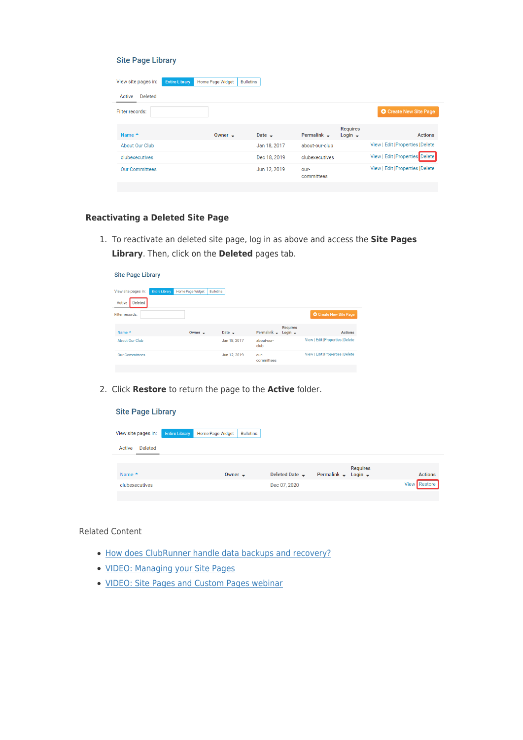### Reactivating a Deleted Site Page

1. To reactivate an deleted site page, log in as above and access the **Site Pages Library**. Then, click on the **Deleted** pages tab.
2. Click **Restore** to return the page to the **Active** folder.

Related Content

- How does ClubRunner handle data backups and recovery?
- VIDEO: Managing your Site Pages
- VIDEO: Site Pages and Custom Pages webinar